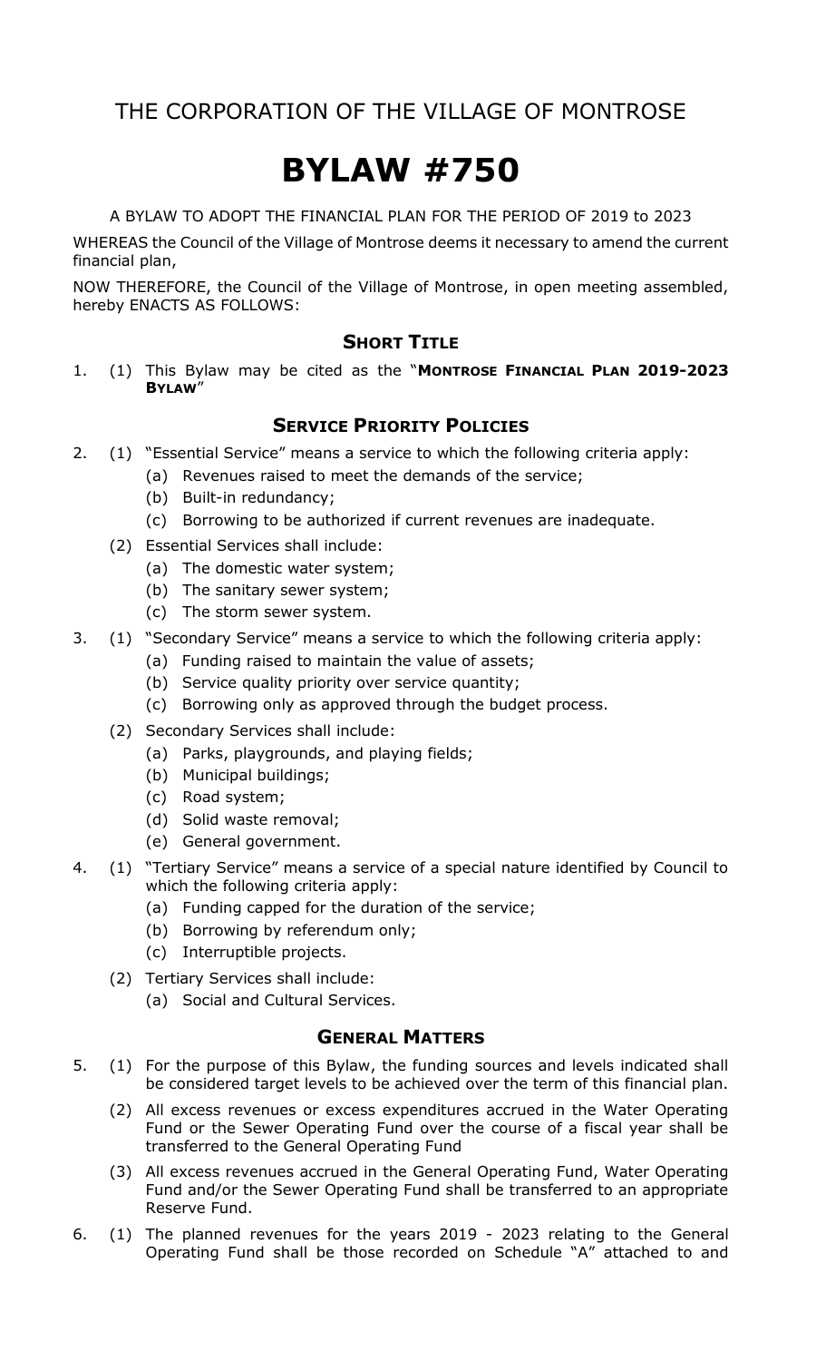# THE CORPORATION OF THE VILLAGE OF MONTROSE

# BYLAW #750

A BYLAW TO ADOPT THE FINANCIAL PLAN FOR THE PERIOD OF 2019 to 2023

WHEREAS the Council of the Village of Montrose deems it necessary to amend the current financial plan,

NOW THEREFORE, the Council of the Village of Montrose, in open meeting assembled, hereby ENACTS AS FOLLOWS:

## SHORT TITLE

1. (1) This Bylaw may be cited as the "**MONTROSE FINANCIAL PLAN 2019-2023 BYLAW**"

## SERVICE PRIORITY POLICIES

2. (1) "Essential Service" means a service to which the following criteria apply:
   - (a) Revenues raised to meet the demands of the service;
   - (b) Built-in redundancy;
   - (c) Borrowing to be authorized if current revenues are inadequate.

   (2) Essential Services shall include:
   - (a) The domestic water system;
   - (b) The sanitary sewer system;
   - (c) The storm sewer system.

3. (1) "Secondary Service" means a service to which the following criteria apply:
   - (a) Funding raised to maintain the value of assets;
   - (b) Service quality priority over service quantity;
   - (c) Borrowing only as approved through the budget process.

   (2) Secondary Services shall include:
   - (a) Parks, playgrounds, and playing fields;
   - (b) Municipal buildings;
   - (c) Road system;
   - (d) Solid waste removal;
   - (e) General government.

4. (1) "Tertiary Service" means a service of a special nature identified by Council to which the following criteria apply:
   - (a) Funding capped for the duration of the service;
   - (b) Borrowing by referendum only;
   - (c) Interruptible projects.

   (2) Tertiary Services shall include:
   - (a) Social and Cultural Services.

## GENERAL MATTERS

5. (1) For the purpose of this Bylaw, the funding sources and levels indicated shall be considered target levels to be achieved over the term of this financial plan.

   (2) All excess revenues or excess expenditures accrued in the Water Operating Fund or the Sewer Operating Fund over the course of a fiscal year shall be transferred to the General Operating Fund

   (3) All excess revenues accrued in the General Operating Fund, Water Operating Fund and/or the Sewer Operating Fund shall be transferred to an appropriate Reserve Fund.

6. (1) The planned revenues for the years 2019 - 2023 relating to the General Operating Fund shall be those recorded on Schedule "A" attached to and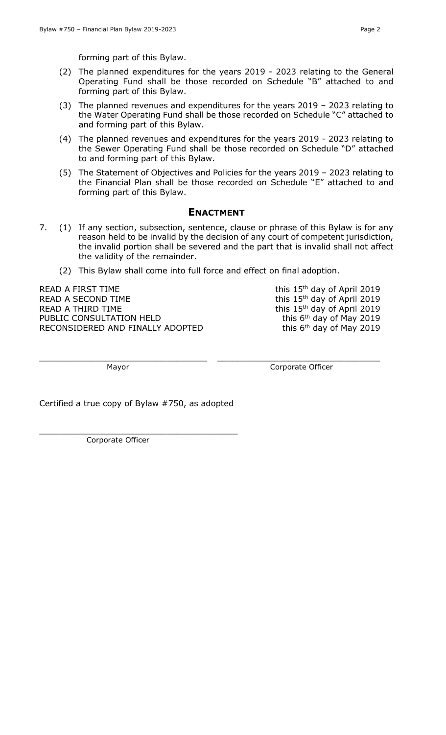forming part of this Bylaw.

(2) The planned expenditures for the years 2019 - 2023 relating to the General Operating Fund shall be those recorded on Schedule "B" attached to and forming part of this Bylaw.

(3) The planned revenues and expenditures for the years 2019 – 2023 relating to the Water Operating Fund shall be those recorded on Schedule "C" attached to and forming part of this Bylaw.

(4) The planned revenues and expenditures for the years 2019 - 2023 relating to the Sewer Operating Fund shall be those recorded on Schedule "D" attached to and forming part of this Bylaw.

(5) The Statement of Objectives and Policies for the years 2019 – 2023 relating to the Financial Plan shall be those recorded on Schedule "E" attached to and forming part of this Bylaw.

## ENACTMENT

7. (1) If any section, subsection, sentence, clause or phrase of this Bylaw is for any reason held to be invalid by the decision of any court of competent jurisdiction, the invalid portion shall be severed and the part that is invalid shall not affect the validity of the remainder.

   (2) This Bylaw shall come into full force and effect on final adoption.

READ A FIRST TIME this 15th day of April 2019
READ A SECOND TIME this 15th day of April 2019
READ A THIRD TIME this 15th day of April 2019
PUBLIC CONSULTATION HELD this 6th day of May 2019
RECONSIDERED AND FINALLY ADOPTED this 6th day of May 2019

\_\_\_\_\_\_\_\_\_\_\_\_\_\_\_\_\_\_\_\_\_\_\_\_\_\_\_\_\_\_\_\_ \_\_\_\_\_\_\_\_\_\_\_\_\_\_\_\_\_\_\_\_\_\_\_\_\_\_\_\_\_\_\_\_
Mayor Corporate Officer

Certified a true copy of Bylaw #750, as adopted

\_\_\_\_\_\_\_\_\_\_\_\_\_\_\_\_\_\_\_\_\_\_\_\_\_\_\_\_\_\_\_\_
Corporate Officer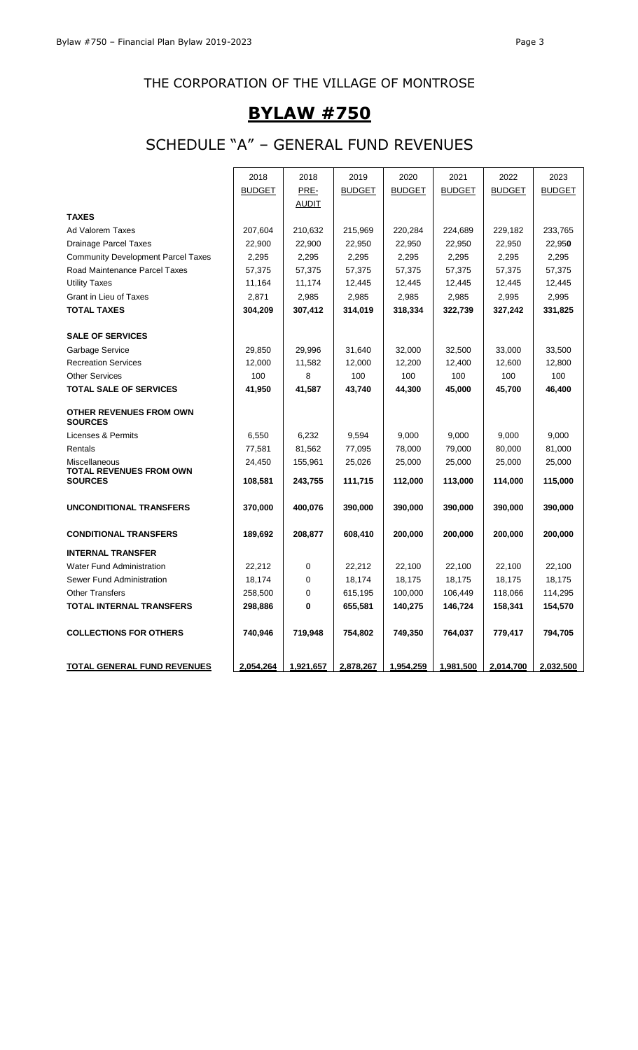## THE CORPORATION OF THE VILLAGE OF MONTROSE

# BYLAW #750

## SCHEDULE "A" – GENERAL FUND REVENUES

| | 2018 BUDGET | 2018 PRE-AUDIT | 2019 BUDGET | 2020 BUDGET | 2021 BUDGET | 2022 BUDGET | 2023 BUDGET |
|---|---|---|---|---|---|---|---|
| **TAXES** | | | | | | | |
| Ad Valorem Taxes | 207,604 | 210,632 | 215,969 | 220,284 | 224,689 | 229,182 | 233,765 |
| Drainage Parcel Taxes | 22,900 | 22,900 | 22,950 | 22,950 | 22,950 | 22,950 | 22,950 |
| Community Development Parcel Taxes | 2,295 | 2,295 | 2,295 | 2,295 | 2,295 | 2,295 | 2,295 |
| Road Maintenance Parcel Taxes | 57,375 | 57,375 | 57,375 | 57,375 | 57,375 | 57,375 | 57,375 |
| Utility Taxes | 11,164 | 11,174 | 12,445 | 12,445 | 12,445 | 12,445 | 12,445 |
| Grant in Lieu of Taxes | 2,871 | 2,985 | 2,985 | 2,985 | 2,985 | 2,995 | 2,995 |
| **TOTAL TAXES** | **304,209** | **307,412** | **314,019** | **318,334** | **322,739** | **327,242** | **331,825** |
| **SALE OF SERVICES** | | | | | | | |
| Garbage Service | 29,850 | 29,996 | 31,640 | 32,000 | 32,500 | 33,000 | 33,500 |
| Recreation Services | 12,000 | 11,582 | 12,000 | 12,200 | 12,400 | 12,600 | 12,800 |
| Other Services | 100 | 8 | 100 | 100 | 100 | 100 | 100 |
| **TOTAL SALE OF SERVICES** | **41,950** | **41,587** | **43,740** | **44,300** | **45,000** | **45,700** | **46,400** |
| **OTHER REVENUES FROM OWN SOURCES** | | | | | | | |
| Licenses & Permits | 6,550 | 6,232 | 9,594 | 9,000 | 9,000 | 9,000 | 9,000 |
| Rentals | 77,581 | 81,562 | 77,095 | 78,000 | 79,000 | 80,000 | 81,000 |
| Miscellaneous | 24,450 | 155,961 | 25,026 | 25,000 | 25,000 | 25,000 | 25,000 |
| **TOTAL REVENUES FROM OWN SOURCES** | **108,581** | **243,755** | **111,715** | **112,000** | **113,000** | **114,000** | **115,000** |
| **UNCONDITIONAL TRANSFERS** | **370,000** | **400,076** | **390,000** | **390,000** | **390,000** | **390,000** | **390,000** |
| **CONDITIONAL TRANSFERS** | **189,692** | **208,877** | **608,410** | **200,000** | **200,000** | **200,000** | **200,000** |
| **INTERNAL TRANSFER** | | | | | | | |
| Water Fund Administration | 22,212 | 0 | 22,212 | 22,100 | 22,100 | 22,100 | 22,100 |
| Sewer Fund Administration | 18,174 | 0 | 18,174 | 18,175 | 18,175 | 18,175 | 18,175 |
| Other Transfers | 258,500 | 0 | 615,195 | 100,000 | 106,449 | 118,066 | 114,295 |
| **TOTAL INTERNAL TRANSFERS** | **298,886** | **0** | **655,581** | **140,275** | **146,724** | **158,341** | **154,570** |
| **COLLECTIONS FOR OTHERS** | **740,946** | **719,948** | **754,802** | **749,350** | **764,037** | **779,417** | **794,705** |
| **TOTAL GENERAL FUND REVENUES** | **2,054,264** | **1,921,657** | **2,878,267** | **1,954,259** | **1,981,500** | **2,014,700** | **2,032,500** |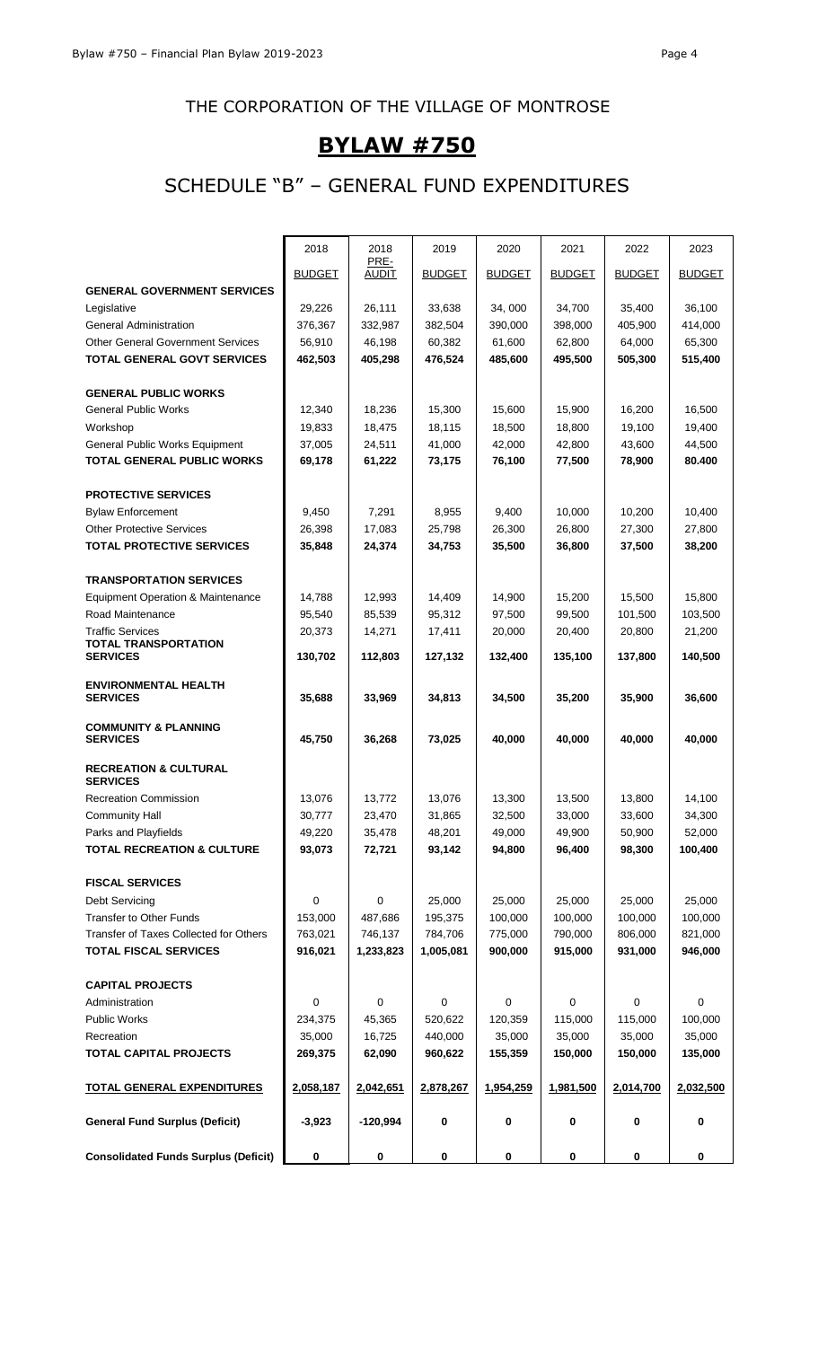THE CORPORATION OF THE VILLAGE OF MONTROSE

# BYLAW #750

## SCHEDULE "B" – GENERAL FUND EXPENDITURES

| | 2018<br>BUDGET | 2018<br>PRE-AUDIT | 2019<br>BUDGET | 2020<br>BUDGET | 2021<br>BUDGET | 2022<br>BUDGET | 2023<br>BUDGET |
|---|---|---|---|---|---|---|---|
| **GENERAL GOVERNMENT SERVICES** | | | | | | | |
| Legislative | 29,226 | 26,111 | 33,638 | 34, 000 | 34,700 | 35,400 | 36,100 |
| General Administration | 376,367 | 332,987 | 382,504 | 390,000 | 398,000 | 405,900 | 414,000 |
| Other General Government Services | 56,910 | 46,198 | 60,382 | 61,600 | 62,800 | 64,000 | 65,300 |
| **TOTAL GENERAL GOVT SERVICES** | **462,503** | **405,298** | **476,524** | **485,600** | **495,500** | **505,300** | **515,400** |
| | | | | | | | |
| **GENERAL PUBLIC WORKS** | | | | | | | |
| General Public Works | 12,340 | 18,236 | 15,300 | 15,600 | 15,900 | 16,200 | 16,500 |
| Workshop | 19,833 | 18,475 | 18,115 | 18,500 | 18,800 | 19,100 | 19,400 |
| General Public Works Equipment | 37,005 | 24,511 | 41,000 | 42,000 | 42,800 | 43,600 | 44,500 |
| **TOTAL GENERAL PUBLIC WORKS** | **69,178** | **61,222** | **73,175** | **76,100** | **77,500** | **78,900** | **80.400** |
| | | | | | | | |
| **PROTECTIVE SERVICES** | | | | | | | |
| Bylaw Enforcement | 9,450 | 7,291 | 8,955 | 9,400 | 10,000 | 10,200 | 10,400 |
| Other Protective Services | 26,398 | 17,083 | 25,798 | 26,300 | 26,800 | 27,300 | 27,800 |
| **TOTAL PROTECTIVE SERVICES** | **35,848** | **24,374** | **34,753** | **35,500** | **36,800** | **37,500** | **38,200** |
| | | | | | | | |
| **TRANSPORTATION SERVICES** | | | | | | | |
| Equipment Operation & Maintenance | 14,788 | 12,993 | 14,409 | 14,900 | 15,200 | 15,500 | 15,800 |
| Road Maintenance | 95,540 | 85,539 | 95,312 | 97,500 | 99,500 | 101,500 | 103,500 |
| Traffic Services | 20,373 | 14,271 | 17,411 | 20,000 | 20,400 | 20,800 | 21,200 |
| **TOTAL TRANSPORTATION SERVICES** | **130,702** | **112,803** | **127,132** | **132,400** | **135,100** | **137,800** | **140,500** |
| | | | | | | | |
| **ENVIRONMENTAL HEALTH SERVICES** | **35,688** | **33,969** | **34,813** | **34,500** | **35,200** | **35,900** | **36,600** |
| | | | | | | | |
| **COMMUNITY & PLANNING SERVICES** | **45,750** | **36,268** | **73,025** | **40,000** | **40,000** | **40,000** | **40,000** |
| | | | | | | | |
| **RECREATION & CULTURAL SERVICES** | | | | | | | |
| Recreation Commission | 13,076 | 13,772 | 13,076 | 13,300 | 13,500 | 13,800 | 14,100 |
| Community Hall | 30,777 | 23,470 | 31,865 | 32,500 | 33,000 | 33,600 | 34,300 |
| Parks and Playfields | 49,220 | 35,478 | 48,201 | 49,000 | 49,900 | 50,900 | 52,000 |
| **TOTAL RECREATION & CULTURE** | **93,073** | **72,721** | **93,142** | **94,800** | **96,400** | **98,300** | **100,400** |
| | | | | | | | |
| **FISCAL SERVICES** | | | | | | | |
| Debt Servicing | 0 | 0 | 25,000 | 25,000 | 25,000 | 25,000 | 25,000 |
| Transfer to Other Funds | 153,000 | 487,686 | 195,375 | 100,000 | 100,000 | 100,000 | 100,000 |
| Transfer of Taxes Collected for Others | 763,021 | 746,137 | 784,706 | 775,000 | 790,000 | 806,000 | 821,000 |
| **TOTAL FISCAL SERVICES** | **916,021** | **1,233,823** | **1,005,081** | **900,000** | **915,000** | **931,000** | **946,000** |
| | | | | | | | |
| **CAPITAL PROJECTS** | | | | | | | |
| Administration | 0 | 0 | 0 | 0 | 0 | 0 | 0 |
| Public Works | 234,375 | 45,365 | 520,622 | 120,359 | 115,000 | 115,000 | 100,000 |
| Recreation | 35,000 | 16,725 | 440,000 | 35,000 | 35,000 | 35,000 | 35,000 |
| **TOTAL CAPITAL PROJECTS** | **269,375** | **62,090** | **960,622** | **155,359** | **150,000** | **150,000** | **135,000** |
| | | | | | | | |
| **TOTAL GENERAL EXPENDITURES** | **2,058,187** | **2,042,651** | **2,878,267** | **1,954,259** | **1,981,500** | **2,014,700** | **2,032,500** |
| | | | | | | | |
| **General Fund Surplus (Deficit)** | **-3,923** | **-120,994** | **0** | **0** | **0** | **0** | **0** |
| | | | | | | | |
| **Consolidated Funds Surplus (Deficit)** | **0** | **0** | **0** | **0** | **0** | **0** | **0** |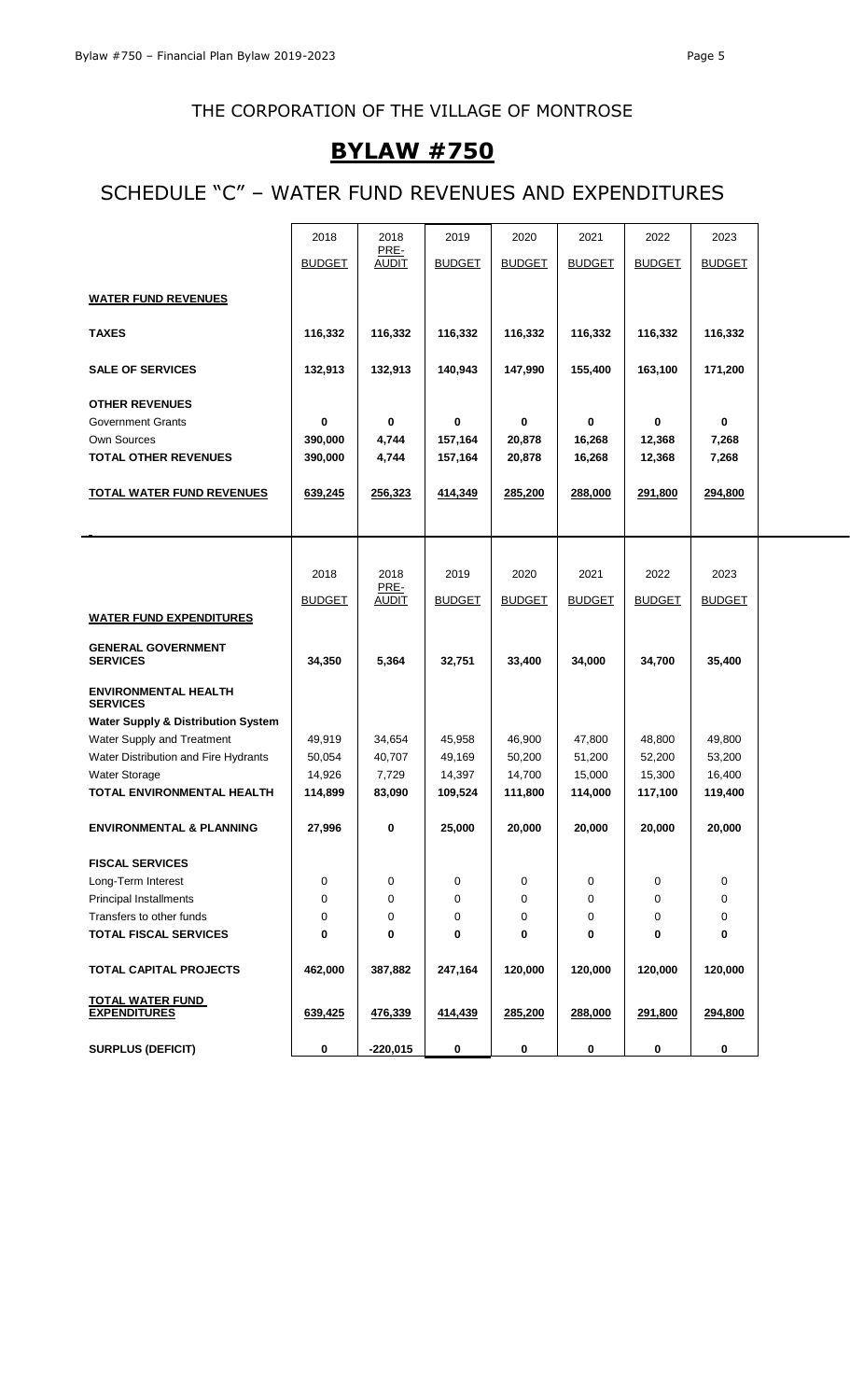THE CORPORATION OF THE VILLAGE OF MONTROSE

# BYLAW #750

## SCHEDULE "C" – WATER FUND REVENUES AND EXPENDITURES

| | 2018 BUDGET | 2018 PRE-AUDIT | 2019 BUDGET | 2020 BUDGET | 2021 BUDGET | 2022 BUDGET | 2023 BUDGET |
|---|---|---|---|---|---|---|---|
| **WATER FUND REVENUES** | | | | | | | |
| **TAXES** | **116,332** | **116,332** | **116,332** | **116,332** | **116,332** | **116,332** | **116,332** |
| **SALE OF SERVICES** | **132,913** | **132,913** | **140,943** | **147,990** | **155,400** | **163,100** | **171,200** |
| **OTHER REVENUES** | | | | | | | |
| Government Grants | **0** | **0** | **0** | **0** | **0** | **0** | **0** |
| Own Sources | **390,000** | **4,744** | **157,164** | **20,878** | **16,268** | **12,368** | **7,268** |
| **TOTAL OTHER REVENUES** | **390,000** | **4,744** | **157,164** | **20,878** | **16,268** | **12,368** | **7,268** |
| **TOTAL WATER FUND REVENUES** | **639,245** | **256,323** | **414,349** | **285,200** | **288,000** | **291,800** | **294,800** |

| | 2018 BUDGET | 2018 PRE-AUDIT | 2019 BUDGET | 2020 BUDGET | 2021 BUDGET | 2022 BUDGET | 2023 BUDGET |
|---|---|---|---|---|---|---|---|
| **WATER FUND EXPENDITURES** | | | | | | | |
| **GENERAL GOVERNMENT SERVICES** | **34,350** | **5,364** | **32,751** | **33,400** | **34,000** | **34,700** | **35,400** |
| **ENVIRONMENTAL HEALTH SERVICES** | | | | | | | |
| **Water Supply & Distribution System** | | | | | | | |
| Water Supply and Treatment | 49,919 | 34,654 | 45,958 | 46,900 | 47,800 | 48,800 | 49,800 |
| Water Distribution and Fire Hydrants | 50,054 | 40,707 | 49,169 | 50,200 | 51,200 | 52,200 | 53,200 |
| Water Storage | 14,926 | 7,729 | 14,397 | 14,700 | 15,000 | 15,300 | 16,400 |
| **TOTAL ENVIRONMENTAL HEALTH** | **114,899** | **83,090** | **109,524** | **111,800** | **114,000** | **117,100** | **119,400** |
| **ENVIRONMENTAL & PLANNING** | **27,996** | **0** | **25,000** | **20,000** | **20,000** | **20,000** | **20,000** |
| **FISCAL SERVICES** | | | | | | | |
| Long-Term Interest | 0 | 0 | 0 | 0 | 0 | 0 | 0 |
| Principal Installments | 0 | 0 | 0 | 0 | 0 | 0 | 0 |
| Transfers to other funds | 0 | 0 | 0 | 0 | 0 | 0 | 0 |
| **TOTAL FISCAL SERVICES** | **0** | **0** | **0** | **0** | **0** | **0** | **0** |
| **TOTAL CAPITAL PROJECTS** | **462,000** | **387,882** | **247,164** | **120,000** | **120,000** | **120,000** | **120,000** |
| **TOTAL WATER FUND EXPENDITURES** | **639,425** | **476,339** | **414,439** | **285,200** | **288,000** | **291,800** | **294,800** |
| **SURPLUS (DEFICIT)** | **0** | **-220,015** | **0** | **0** | **0** | **0** | **0** |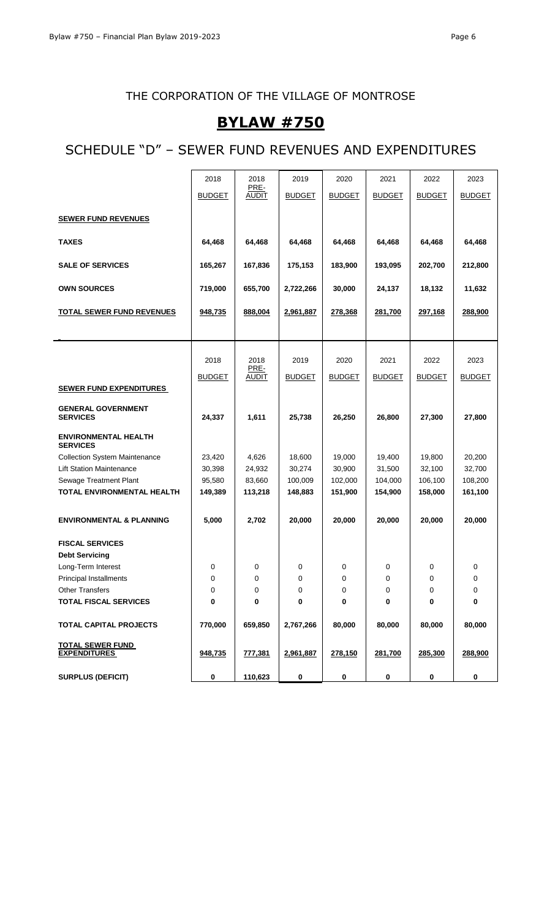## THE CORPORATION OF THE VILLAGE OF MONTROSE

# BYLAW #750

## SCHEDULE "D" – SEWER FUND REVENUES AND EXPENDITURES

| | 2018 BUDGET | 2018 PRE-AUDIT | 2019 BUDGET | 2020 BUDGET | 2021 BUDGET | 2022 BUDGET | 2023 BUDGET |
|---|---|---|---|---|---|---|---|
| **SEWER FUND REVENUES** | | | | | | | |
| **TAXES** | **64,468** | **64,468** | **64,468** | **64,468** | **64,468** | **64,468** | **64,468** |
| **SALE OF SERVICES** | **165,267** | **167,836** | **175,153** | **183,900** | **193,095** | **202,700** | **212,800** |
| **OWN SOURCES** | **719,000** | **655,700** | **2,722,266** | **30,000** | **24,137** | **18,132** | **11,632** |
| **TOTAL SEWER FUND REVENUES** | **948,735** | **888,004** | **2,961,887** | **278,368** | **281,700** | **297,168** | **288,900** |

| | 2018 BUDGET | 2018 PRE-AUDIT | 2019 BUDGET | 2020 BUDGET | 2021 BUDGET | 2022 BUDGET | 2023 BUDGET |
|---|---|---|---|---|---|---|---|
| **SEWER FUND EXPENDITURES** | | | | | | | |
| **GENERAL GOVERNMENT SERVICES** | **24,337** | **1,611** | **25,738** | **26,250** | **26,800** | **27,300** | **27,800** |
| **ENVIRONMENTAL HEALTH SERVICES** | | | | | | | |
| Collection System Maintenance | 23,420 | 4,626 | 18,600 | 19,000 | 19,400 | 19,800 | 20,200 |
| Lift Station Maintenance | 30,398 | 24,932 | 30,274 | 30,900 | 31,500 | 32,100 | 32,700 |
| Sewage Treatment Plant | 95,580 | 83,660 | 100,009 | 102,000 | 104,000 | 106,100 | 108,200 |
| **TOTAL ENVIRONMENTAL HEALTH** | **149,389** | **113,218** | **148,883** | **151,900** | **154,900** | **158,000** | **161,100** |
| **ENVIRONMENTAL & PLANNING** | **5,000** | **2,702** | **20,000** | **20,000** | **20,000** | **20,000** | **20,000** |
| **FISCAL SERVICES** | | | | | | | |
| **Debt Servicing** | | | | | | | |
| Long-Term Interest | 0 | 0 | 0 | 0 | 0 | 0 | 0 |
| Principal Installments | 0 | 0 | 0 | 0 | 0 | 0 | 0 |
| Other Transfers | 0 | 0 | 0 | 0 | 0 | 0 | 0 |
| **TOTAL FISCAL SERVICES** | **0** | **0** | **0** | **0** | **0** | **0** | **0** |
| **TOTAL CAPITAL PROJECTS** | **770,000** | **659,850** | **2,767,266** | **80,000** | **80,000** | **80,000** | **80,000** |
| **TOTAL SEWER FUND EXPENDITURES** | **948,735** | **777,381** | **2,961,887** | **278,150** | **281,700** | **285,300** | **288,900** |
| **SURPLUS (DEFICIT)** | **0** | **110,623** | **0** | **0** | **0** | **0** | **0** |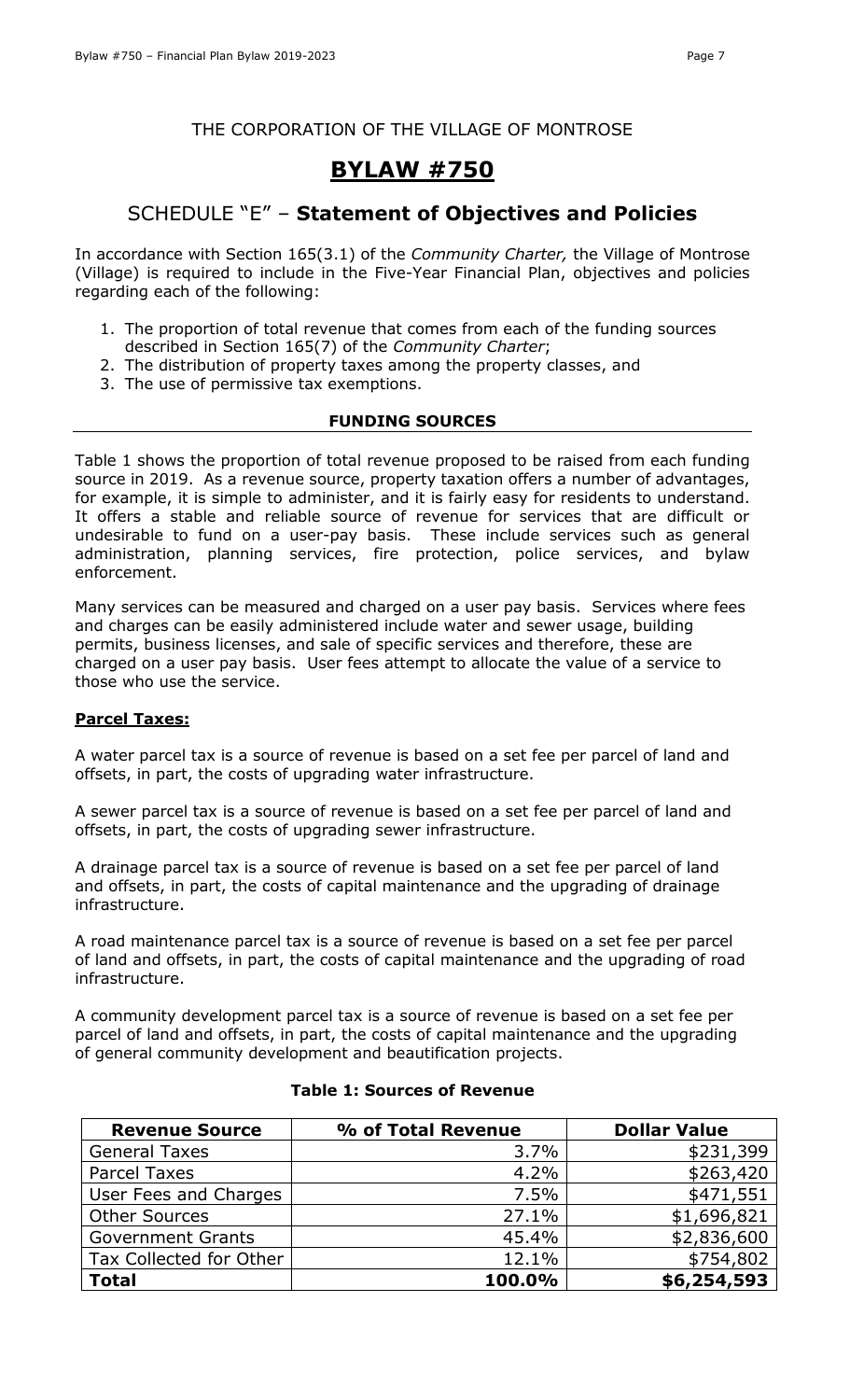THE CORPORATION OF THE VILLAGE OF MONTROSE

# BYLAW #750

## SCHEDULE "E" – **Statement of Objectives and Policies**

In accordance with Section 165(3.1) of the *Community Charter,* the Village of Montrose (Village) is required to include in the Five-Year Financial Plan, objectives and policies regarding each of the following:

1. The proportion of total revenue that comes from each of the funding sources described in Section 165(7) of the *Community Charter*;
2. The distribution of property taxes among the property classes, and
3. The use of permissive tax exemptions.

### FUNDING SOURCES

Table 1 shows the proportion of total revenue proposed to be raised from each funding source in 2019. As a revenue source, property taxation offers a number of advantages, for example, it is simple to administer, and it is fairly easy for residents to understand. It offers a stable and reliable source of revenue for services that are difficult or undesirable to fund on a user-pay basis. These include services such as general administration, planning services, fire protection, police services, and bylaw enforcement.

Many services can be measured and charged on a user pay basis. Services where fees and charges can be easily administered include water and sewer usage, building permits, business licenses, and sale of specific services and therefore, these are charged on a user pay basis. User fees attempt to allocate the value of a service to those who use the service.

**Parcel Taxes:**

A water parcel tax is a source of revenue is based on a set fee per parcel of land and offsets, in part, the costs of upgrading water infrastructure.

A sewer parcel tax is a source of revenue is based on a set fee per parcel of land and offsets, in part, the costs of upgrading sewer infrastructure.

A drainage parcel tax is a source of revenue is based on a set fee per parcel of land and offsets, in part, the costs of capital maintenance and the upgrading of drainage infrastructure.

A road maintenance parcel tax is a source of revenue is based on a set fee per parcel of land and offsets, in part, the costs of capital maintenance and the upgrading of road infrastructure.

A community development parcel tax is a source of revenue is based on a set fee per parcel of land and offsets, in part, the costs of capital maintenance and the upgrading of general community development and beautification projects.

**Table 1: Sources of Revenue**

| Revenue Source | % of Total Revenue | Dollar Value |
|---|---:|---:|
| General Taxes | 3.7% | $231,399 |
| Parcel Taxes | 4.2% | $263,420 |
| User Fees and Charges | 7.5% | $471,551 |
| Other Sources | 27.1% | $1,696,821 |
| Government Grants | 45.4% | $2,836,600 |
| Tax Collected for Other | 12.1% | $754,802 |
| **Total** | **100.0%** | **$6,254,593** |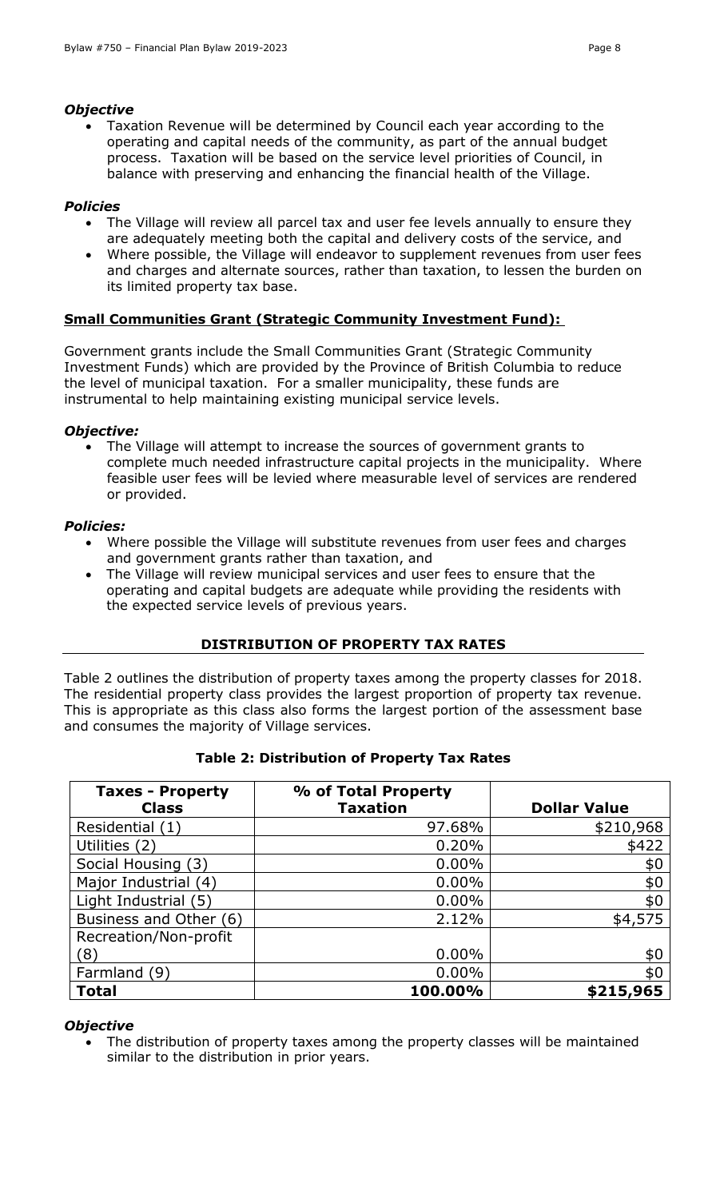***Objective***

- Taxation Revenue will be determined by Council each year according to the operating and capital needs of the community, as part of the annual budget process. Taxation will be based on the service level priorities of Council, in balance with preserving and enhancing the financial health of the Village.

***Policies***

- The Village will review all parcel tax and user fee levels annually to ensure they are adequately meeting both the capital and delivery costs of the service, and
- Where possible, the Village will endeavor to supplement revenues from user fees and charges and alternate sources, rather than taxation, to lessen the burden on its limited property tax base.

**Small Communities Grant (Strategic Community Investment Fund):**

Government grants include the Small Communities Grant (Strategic Community Investment Funds) which are provided by the Province of British Columbia to reduce the level of municipal taxation. For a smaller municipality, these funds are instrumental to help maintaining existing municipal service levels.

***Objective:***

- The Village will attempt to increase the sources of government grants to complete much needed infrastructure capital projects in the municipality. Where feasible user fees will be levied where measurable level of services are rendered or provided.

***Policies:***

- Where possible the Village will substitute revenues from user fees and charges and government grants rather than taxation, and
- The Village will review municipal services and user fees to ensure that the operating and capital budgets are adequate while providing the residents with the expected service levels of previous years.

## DISTRIBUTION OF PROPERTY TAX RATES

Table 2 outlines the distribution of property taxes among the property classes for 2018. The residential property class provides the largest proportion of property tax revenue. This is appropriate as this class also forms the largest portion of the assessment base and consumes the majority of Village services.

**Table 2: Distribution of Property Tax Rates**

| Taxes - Property Class | % of Total Property Taxation | Dollar Value |
|---|---|---|
| Residential (1) | 97.68% | $210,968 |
| Utilities (2) | 0.20% | $422 |
| Social Housing (3) | 0.00% | $0 |
| Major Industrial (4) | 0.00% | $0 |
| Light Industrial (5) | 0.00% | $0 |
| Business and Other (6) | 2.12% | $4,575 |
| Recreation/Non-profit (8) | 0.00% | $0 |
| Farmland (9) | 0.00% | $0 |
| **Total** | **100.00%** | **$215,965** |

***Objective***

- The distribution of property taxes among the property classes will be maintained similar to the distribution in prior years.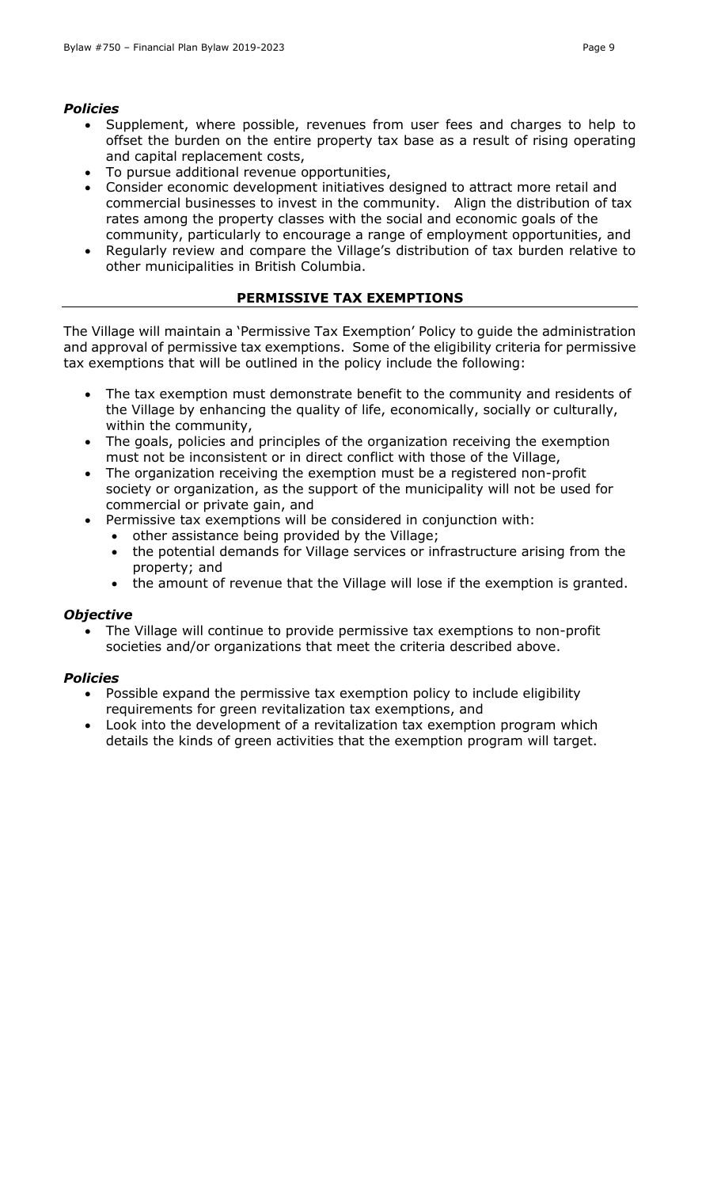### *Policies*

- Supplement, where possible, revenues from user fees and charges to help to offset the burden on the entire property tax base as a result of rising operating and capital replacement costs,
- To pursue additional revenue opportunities,
- Consider economic development initiatives designed to attract more retail and commercial businesses to invest in the community. Align the distribution of tax rates among the property classes with the social and economic goals of the community, particularly to encourage a range of employment opportunities, and
- Regularly review and compare the Village's distribution of tax burden relative to other municipalities in British Columbia.

## PERMISSIVE TAX EXEMPTIONS

The Village will maintain a 'Permissive Tax Exemption' Policy to guide the administration and approval of permissive tax exemptions. Some of the eligibility criteria for permissive tax exemptions that will be outlined in the policy include the following:

- The tax exemption must demonstrate benefit to the community and residents of the Village by enhancing the quality of life, economically, socially or culturally, within the community,
- The goals, policies and principles of the organization receiving the exemption must not be inconsistent or in direct conflict with those of the Village,
- The organization receiving the exemption must be a registered non-profit society or organization, as the support of the municipality will not be used for commercial or private gain, and
- Permissive tax exemptions will be considered in conjunction with:
  - other assistance being provided by the Village;
  - the potential demands for Village services or infrastructure arising from the property; and
  - the amount of revenue that the Village will lose if the exemption is granted.

### *Objective*

- The Village will continue to provide permissive tax exemptions to non-profit societies and/or organizations that meet the criteria described above.

### *Policies*

- Possible expand the permissive tax exemption policy to include eligibility requirements for green revitalization tax exemptions, and
- Look into the development of a revitalization tax exemption program which details the kinds of green activities that the exemption program will target.